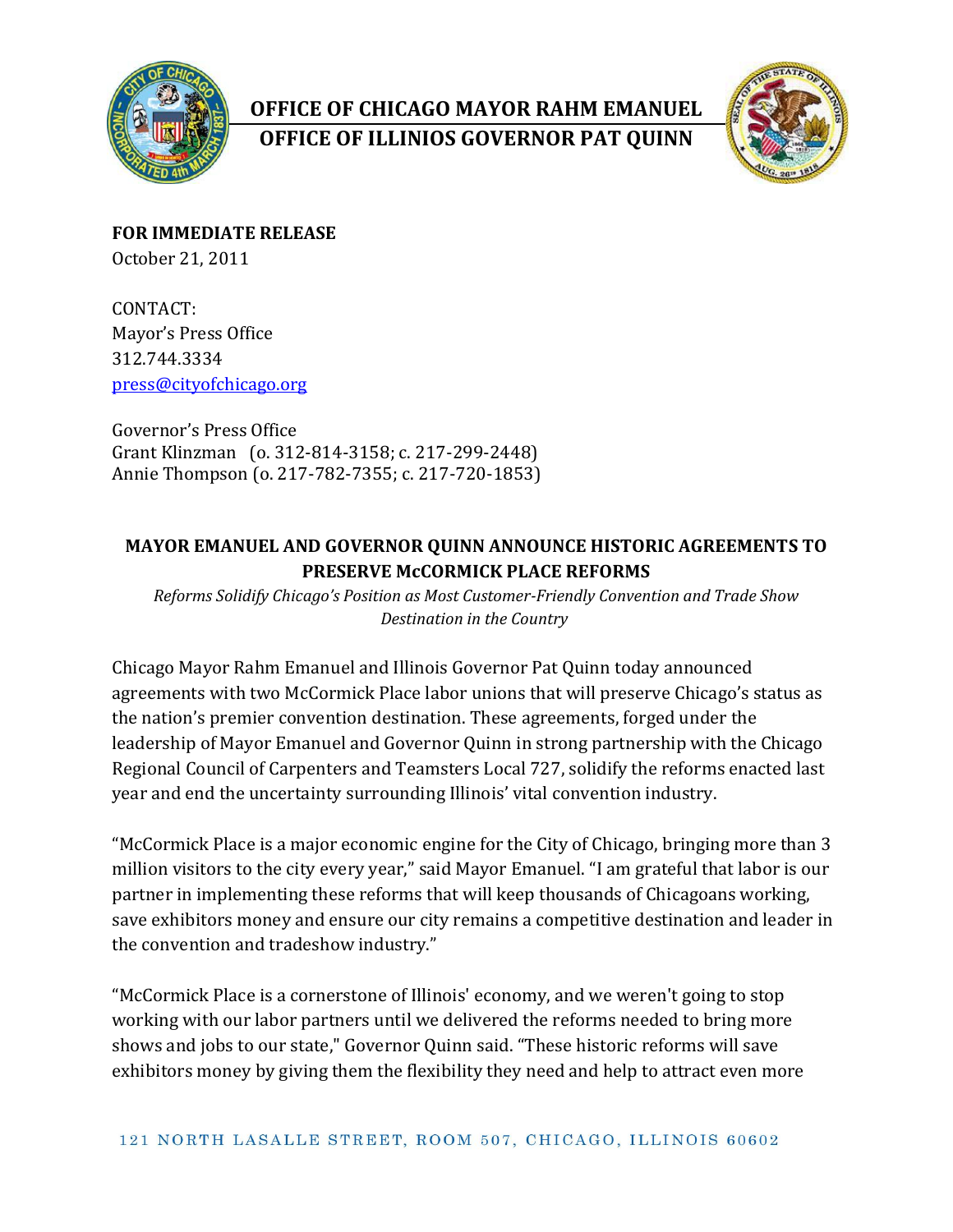**OFFICE OF CHICAGO MAYOR RAHM EMANUEL**
**OFFICE OF ILLINIOS GOVERNOR PAT QUINN**

**FOR IMMEDIATE RELEASE**
October 21, 2011

CONTACT:
Mayor's Press Office
312.744.3334
press@cityofchicago.org

Governor's Press Office
Grant Klinzman (o. 312-814-3158; c. 217-299-2448)
Annie Thompson (o. 217-782-7355; c. 217-720-1853)

## MAYOR EMANUEL AND GOVERNOR QUINN ANNOUNCE HISTORIC AGREEMENTS TO PRESERVE McCORMICK PLACE REFORMS

*Reforms Solidify Chicago's Position as Most Customer-Friendly Convention and Trade Show Destination in the Country*

Chicago Mayor Rahm Emanuel and Illinois Governor Pat Quinn today announced agreements with two McCormick Place labor unions that will preserve Chicago's status as the nation's premier convention destination. These agreements, forged under the leadership of Mayor Emanuel and Governor Quinn in strong partnership with the Chicago Regional Council of Carpenters and Teamsters Local 727, solidify the reforms enacted last year and end the uncertainty surrounding Illinois' vital convention industry.

"McCormick Place is a major economic engine for the City of Chicago, bringing more than 3 million visitors to the city every year," said Mayor Emanuel. "I am grateful that labor is our partner in implementing these reforms that will keep thousands of Chicagoans working, save exhibitors money and ensure our city remains a competitive destination and leader in the convention and tradeshow industry."

"McCormick Place is a cornerstone of Illinois' economy, and we weren't going to stop working with our labor partners until we delivered the reforms needed to bring more shows and jobs to our state," Governor Quinn said. "These historic reforms will save exhibitors money by giving them the flexibility they need and help to attract even more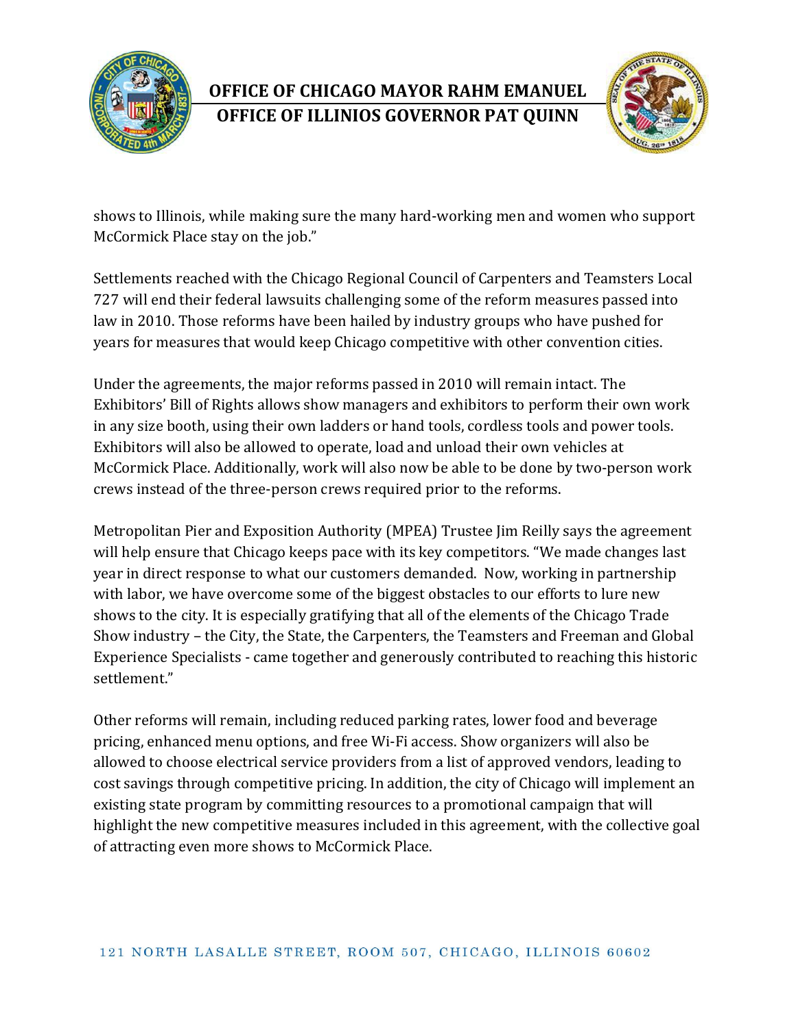shows to Illinois, while making sure the many hard-working men and women who support McCormick Place stay on the job."

Settlements reached with the Chicago Regional Council of Carpenters and Teamsters Local 727 will end their federal lawsuits challenging some of the reform measures passed into law in 2010. Those reforms have been hailed by industry groups who have pushed for years for measures that would keep Chicago competitive with other convention cities.

Under the agreements, the major reforms passed in 2010 will remain intact. The Exhibitors' Bill of Rights allows show managers and exhibitors to perform their own work in any size booth, using their own ladders or hand tools, cordless tools and power tools. Exhibitors will also be allowed to operate, load and unload their own vehicles at McCormick Place. Additionally, work will also now be able to be done by two-person work crews instead of the three-person crews required prior to the reforms.

Metropolitan Pier and Exposition Authority (MPEA) Trustee Jim Reilly says the agreement will help ensure that Chicago keeps pace with its key competitors. "We made changes last year in direct response to what our customers demanded. Now, working in partnership with labor, we have overcome some of the biggest obstacles to our efforts to lure new shows to the city. It is especially gratifying that all of the elements of the Chicago Trade Show industry – the City, the State, the Carpenters, the Teamsters and Freeman and Global Experience Specialists - came together and generously contributed to reaching this historic settlement."

Other reforms will remain, including reduced parking rates, lower food and beverage pricing, enhanced menu options, and free Wi-Fi access. Show organizers will also be allowed to choose electrical service providers from a list of approved vendors, leading to cost savings through competitive pricing. In addition, the city of Chicago will implement an existing state program by committing resources to a promotional campaign that will highlight the new competitive measures included in this agreement, with the collective goal of attracting even more shows to McCormick Place.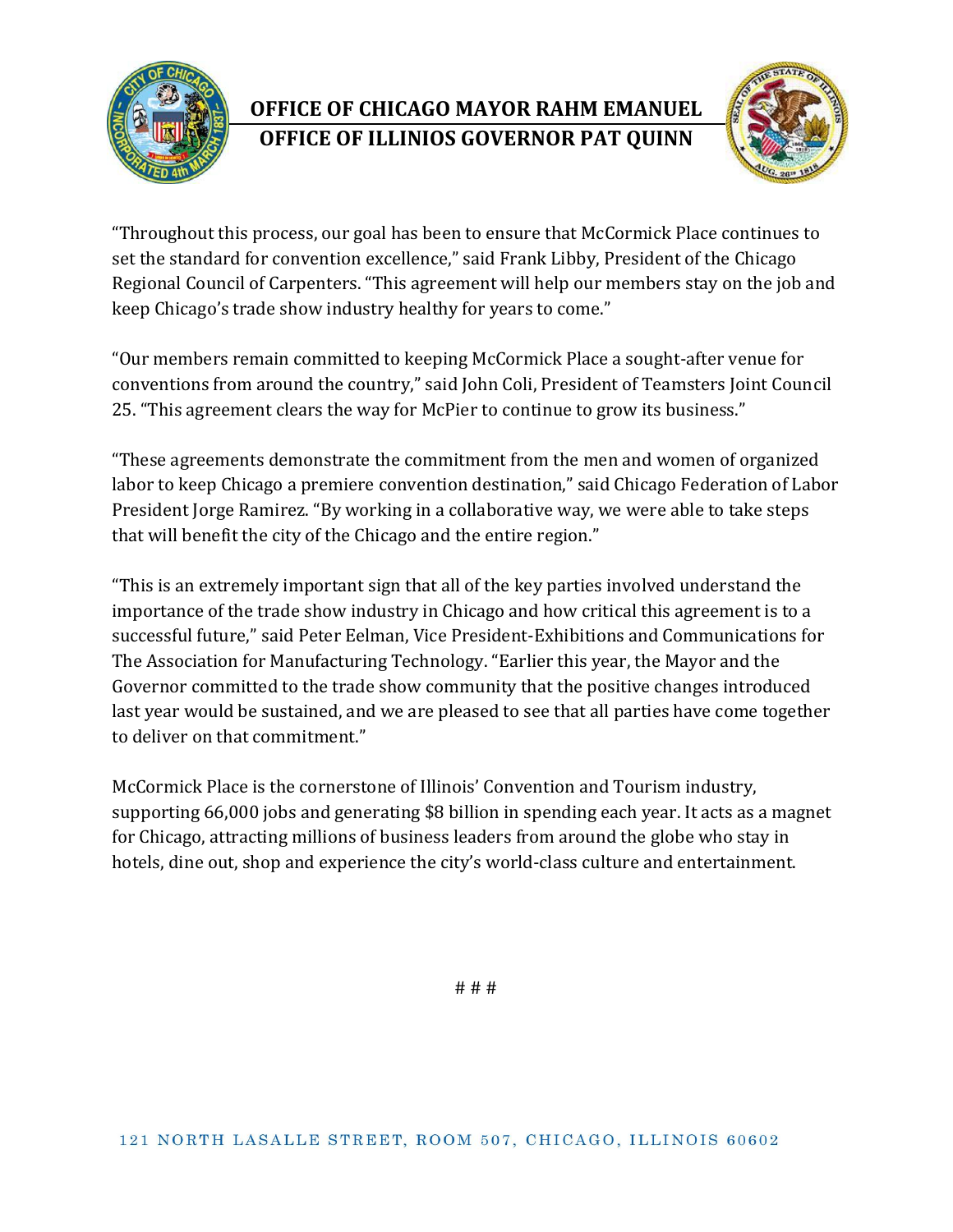**OFFICE OF CHICAGO MAYOR RAHM EMANUEL**
**OFFICE OF ILLINIOS GOVERNOR PAT QUINN**

"Throughout this process, our goal has been to ensure that McCormick Place continues to set the standard for convention excellence," said Frank Libby, President of the Chicago Regional Council of Carpenters. "This agreement will help our members stay on the job and keep Chicago's trade show industry healthy for years to come."

"Our members remain committed to keeping McCormick Place a sought-after venue for conventions from around the country," said John Coli, President of Teamsters Joint Council 25. "This agreement clears the way for McPier to continue to grow its business."

"These agreements demonstrate the commitment from the men and women of organized labor to keep Chicago a premiere convention destination," said Chicago Federation of Labor President Jorge Ramirez. "By working in a collaborative way, we were able to take steps that will benefit the city of the Chicago and the entire region."

"This is an extremely important sign that all of the key parties involved understand the importance of the trade show industry in Chicago and how critical this agreement is to a successful future," said Peter Eelman, Vice President-Exhibitions and Communications for The Association for Manufacturing Technology. "Earlier this year, the Mayor and the Governor committed to the trade show community that the positive changes introduced last year would be sustained, and we are pleased to see that all parties have come together to deliver on that commitment."

McCormick Place is the cornerstone of Illinois' Convention and Tourism industry, supporting 66,000 jobs and generating $8 billion in spending each year. It acts as a magnet for Chicago, attracting millions of business leaders from around the globe who stay in hotels, dine out, shop and experience the city's world-class culture and entertainment.

# # #

121 NORTH LASALLE STREET, ROOM 507, CHICAGO, ILLINOIS 60602